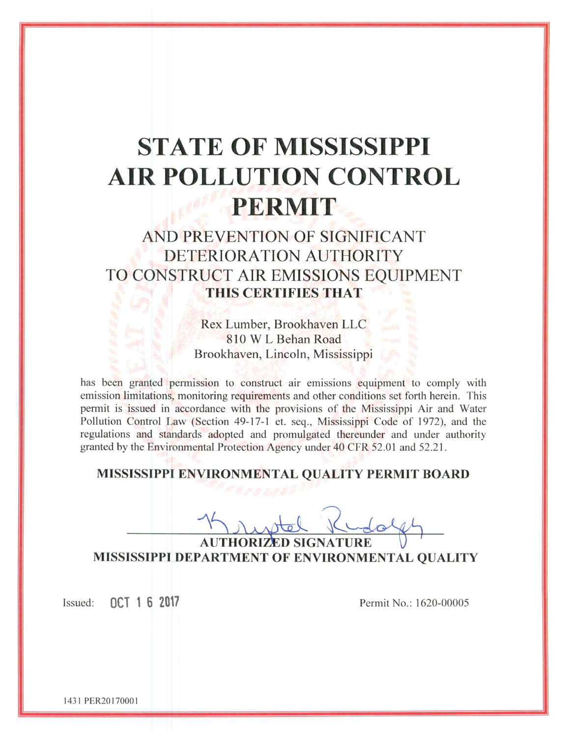# STATE OF MISSISSIPPI AIR POLLUTION CONTROL PERMIT

## AND PREVENTION OF SIGNIFICANT DETERIORATION AUTHORITY TO CONSTRUCT AIR EMISSIONS EQUIPMENT

**THIS CERTIFIES THAT**

Rex Lumber, Brookhaven LLC
810 W L Behan Road
Brookhaven, Lincoln, Mississippi

has been granted permission to construct air emissions equipment to comply with emission limitations, monitoring requirements and other conditions set forth herein. This permit is issued in accordance with the provisions of the Mississippi Air and Water Pollution Control Law (Section 49-17-1 et. seq., Mississippi Code of 1972), and the regulations and standards adopted and promulgated thereunder and under authority granted by the Environmental Protection Agency under 40 CFR 52.01 and 52.21.

**MISSISSIPPI ENVIRONMENTAL QUALITY PERMIT BOARD**

Krystal Rudolph

**AUTHORIZED SIGNATURE**
**MISSISSIPPI DEPARTMENT OF ENVIRONMENTAL QUALITY**

Issued: OCT 16 2017

Permit No.: 1620-00005

1431 PER20170001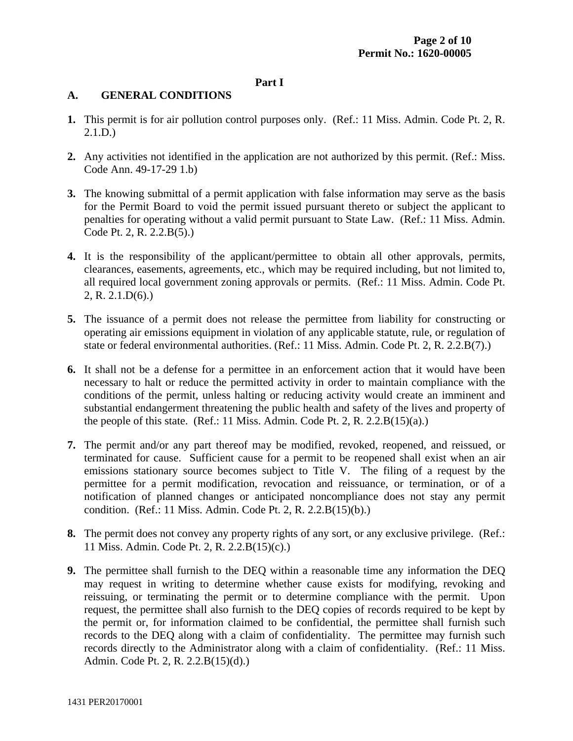**Part I**

## A. GENERAL CONDITIONS

1. This permit is for air pollution control purposes only. (Ref.: 11 Miss. Admin. Code Pt. 2, R. 2.1.D.)

2. Any activities not identified in the application are not authorized by this permit. (Ref.: Miss. Code Ann. 49-17-29 1.b)

3. The knowing submittal of a permit application with false information may serve as the basis for the Permit Board to void the permit issued pursuant thereto or subject the applicant to penalties for operating without a valid permit pursuant to State Law. (Ref.: 11 Miss. Admin. Code Pt. 2, R. 2.2.B(5).)

4. It is the responsibility of the applicant/permittee to obtain all other approvals, permits, clearances, easements, agreements, etc., which may be required including, but not limited to, all required local government zoning approvals or permits. (Ref.: 11 Miss. Admin. Code Pt. 2, R. 2.1.D(6).)

5. The issuance of a permit does not release the permittee from liability for constructing or operating air emissions equipment in violation of any applicable statute, rule, or regulation of state or federal environmental authorities. (Ref.: 11 Miss. Admin. Code Pt. 2, R. 2.2.B(7).)

6. It shall not be a defense for a permittee in an enforcement action that it would have been necessary to halt or reduce the permitted activity in order to maintain compliance with the conditions of the permit, unless halting or reducing activity would create an imminent and substantial endangerment threatening the public health and safety of the lives and property of the people of this state. (Ref.: 11 Miss. Admin. Code Pt. 2, R. 2.2.B(15)(a).)

7. The permit and/or any part thereof may be modified, revoked, reopened, and reissued, or terminated for cause. Sufficient cause for a permit to be reopened shall exist when an air emissions stationary source becomes subject to Title V. The filing of a request by the permittee for a permit modification, revocation and reissuance, or termination, or of a notification of planned changes or anticipated noncompliance does not stay any permit condition. (Ref.: 11 Miss. Admin. Code Pt. 2, R. 2.2.B(15)(b).)

8. The permit does not convey any property rights of any sort, or any exclusive privilege. (Ref.: 11 Miss. Admin. Code Pt. 2, R. 2.2.B(15)(c).)

9. The permittee shall furnish to the DEQ within a reasonable time any information the DEQ may request in writing to determine whether cause exists for modifying, revoking and reissuing, or terminating the permit or to determine compliance with the permit. Upon request, the permittee shall also furnish to the DEQ copies of records required to be kept by the permit or, for information claimed to be confidential, the permittee shall furnish such records to the DEQ along with a claim of confidentiality. The permittee may furnish such records directly to the Administrator along with a claim of confidentiality. (Ref.: 11 Miss. Admin. Code Pt. 2, R. 2.2.B(15)(d).)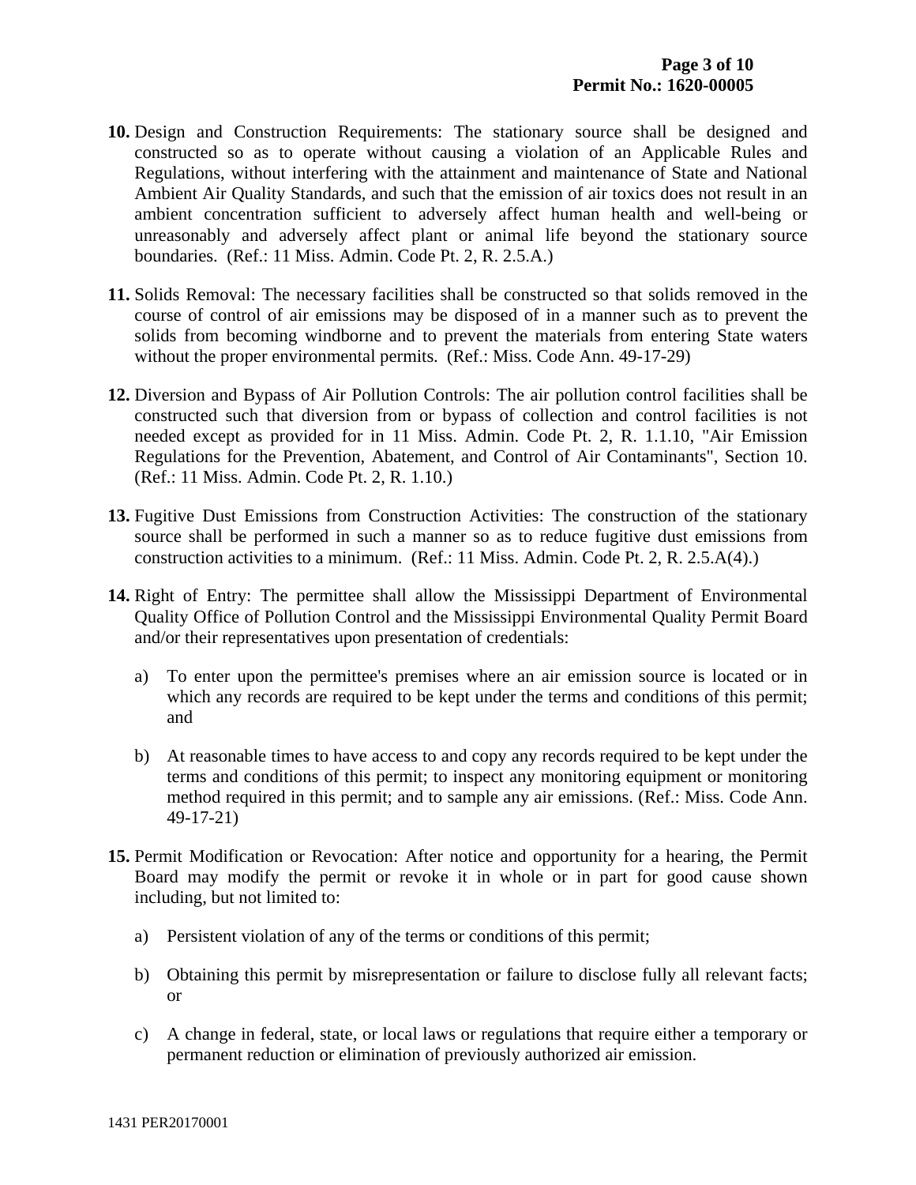**10.** Design and Construction Requirements: The stationary source shall be designed and constructed so as to operate without causing a violation of an Applicable Rules and Regulations, without interfering with the attainment and maintenance of State and National Ambient Air Quality Standards, and such that the emission of air toxics does not result in an ambient concentration sufficient to adversely affect human health and well-being or unreasonably and adversely affect plant or animal life beyond the stationary source boundaries. (Ref.: 11 Miss. Admin. Code Pt. 2, R. 2.5.A.)

**11.** Solids Removal: The necessary facilities shall be constructed so that solids removed in the course of control of air emissions may be disposed of in a manner such as to prevent the solids from becoming windborne and to prevent the materials from entering State waters without the proper environmental permits. (Ref.: Miss. Code Ann. 49-17-29)

**12.** Diversion and Bypass of Air Pollution Controls: The air pollution control facilities shall be constructed such that diversion from or bypass of collection and control facilities is not needed except as provided for in 11 Miss. Admin. Code Pt. 2, R. 1.1.10, "Air Emission Regulations for the Prevention, Abatement, and Control of Air Contaminants", Section 10. (Ref.: 11 Miss. Admin. Code Pt. 2, R. 1.10.)

**13.** Fugitive Dust Emissions from Construction Activities: The construction of the stationary source shall be performed in such a manner so as to reduce fugitive dust emissions from construction activities to a minimum. (Ref.: 11 Miss. Admin. Code Pt. 2, R. 2.5.A(4).)

**14.** Right of Entry: The permittee shall allow the Mississippi Department of Environmental Quality Office of Pollution Control and the Mississippi Environmental Quality Permit Board and/or their representatives upon presentation of credentials:

a) To enter upon the permittee's premises where an air emission source is located or in which any records are required to be kept under the terms and conditions of this permit; and

b) At reasonable times to have access to and copy any records required to be kept under the terms and conditions of this permit; to inspect any monitoring equipment or monitoring method required in this permit; and to sample any air emissions. (Ref.: Miss. Code Ann. 49-17-21)

**15.** Permit Modification or Revocation: After notice and opportunity for a hearing, the Permit Board may modify the permit or revoke it in whole or in part for good cause shown including, but not limited to:

a) Persistent violation of any of the terms or conditions of this permit;

b) Obtaining this permit by misrepresentation or failure to disclose fully all relevant facts; or

c) A change in federal, state, or local laws or regulations that require either a temporary or permanent reduction or elimination of previously authorized air emission.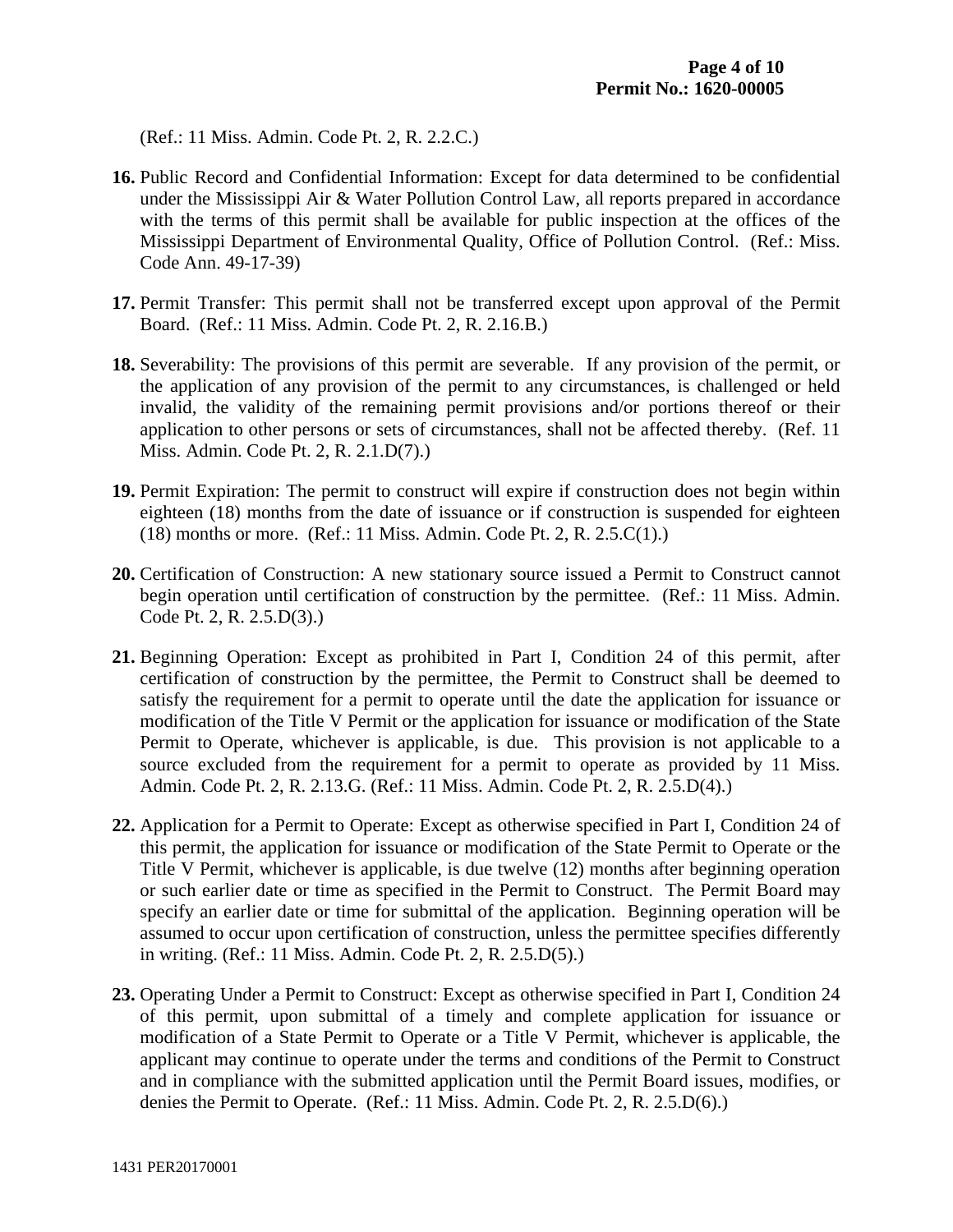(Ref.: 11 Miss. Admin. Code Pt. 2, R. 2.2.C.)

**16.** Public Record and Confidential Information: Except for data determined to be confidential under the Mississippi Air & Water Pollution Control Law, all reports prepared in accordance with the terms of this permit shall be available for public inspection at the offices of the Mississippi Department of Environmental Quality, Office of Pollution Control. (Ref.: Miss. Code Ann. 49-17-39)

**17.** Permit Transfer: This permit shall not be transferred except upon approval of the Permit Board. (Ref.: 11 Miss. Admin. Code Pt. 2, R. 2.16.B.)

**18.** Severability: The provisions of this permit are severable. If any provision of the permit, or the application of any provision of the permit to any circumstances, is challenged or held invalid, the validity of the remaining permit provisions and/or portions thereof or their application to other persons or sets of circumstances, shall not be affected thereby. (Ref. 11 Miss. Admin. Code Pt. 2, R. 2.1.D(7).)

**19.** Permit Expiration: The permit to construct will expire if construction does not begin within eighteen (18) months from the date of issuance or if construction is suspended for eighteen (18) months or more. (Ref.: 11 Miss. Admin. Code Pt. 2, R. 2.5.C(1).)

**20.** Certification of Construction: A new stationary source issued a Permit to Construct cannot begin operation until certification of construction by the permittee. (Ref.: 11 Miss. Admin. Code Pt. 2, R. 2.5.D(3).)

**21.** Beginning Operation: Except as prohibited in Part I, Condition 24 of this permit, after certification of construction by the permittee, the Permit to Construct shall be deemed to satisfy the requirement for a permit to operate until the date the application for issuance or modification of the Title V Permit or the application for issuance or modification of the State Permit to Operate, whichever is applicable, is due. This provision is not applicable to a source excluded from the requirement for a permit to operate as provided by 11 Miss. Admin. Code Pt. 2, R. 2.13.G. (Ref.: 11 Miss. Admin. Code Pt. 2, R. 2.5.D(4).)

**22.** Application for a Permit to Operate: Except as otherwise specified in Part I, Condition 24 of this permit, the application for issuance or modification of the State Permit to Operate or the Title V Permit, whichever is applicable, is due twelve (12) months after beginning operation or such earlier date or time as specified in the Permit to Construct. The Permit Board may specify an earlier date or time for submittal of the application. Beginning operation will be assumed to occur upon certification of construction, unless the permittee specifies differently in writing. (Ref.: 11 Miss. Admin. Code Pt. 2, R. 2.5.D(5).)

**23.** Operating Under a Permit to Construct: Except as otherwise specified in Part I, Condition 24 of this permit, upon submittal of a timely and complete application for issuance or modification of a State Permit to Operate or a Title V Permit, whichever is applicable, the applicant may continue to operate under the terms and conditions of the Permit to Construct and in compliance with the submitted application until the Permit Board issues, modifies, or denies the Permit to Operate. (Ref.: 11 Miss. Admin. Code Pt. 2, R. 2.5.D(6).)

1431 PER20170001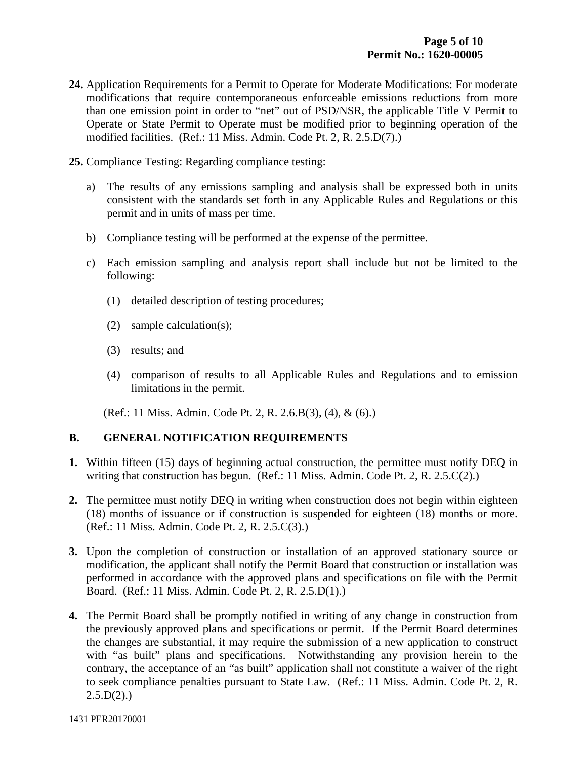**24.** Application Requirements for a Permit to Operate for Moderate Modifications: For moderate modifications that require contemporaneous enforceable emissions reductions from more than one emission point in order to "net" out of PSD/NSR, the applicable Title V Permit to Operate or State Permit to Operate must be modified prior to beginning operation of the modified facilities. (Ref.: 11 Miss. Admin. Code Pt. 2, R. 2.5.D(7).)

**25.** Compliance Testing: Regarding compliance testing:

a) The results of any emissions sampling and analysis shall be expressed both in units consistent with the standards set forth in any Applicable Rules and Regulations or this permit and in units of mass per time.

b) Compliance testing will be performed at the expense of the permittee.

c) Each emission sampling and analysis report shall include but not be limited to the following:

(1) detailed description of testing procedures;

(2) sample calculation(s);

(3) results; and

(4) comparison of results to all Applicable Rules and Regulations and to emission limitations in the permit.

(Ref.: 11 Miss. Admin. Code Pt. 2, R. 2.6.B(3), (4), & (6).)

## B. GENERAL NOTIFICATION REQUIREMENTS

**1.** Within fifteen (15) days of beginning actual construction, the permittee must notify DEQ in writing that construction has begun. (Ref.: 11 Miss. Admin. Code Pt. 2, R. 2.5.C(2).)

**2.** The permittee must notify DEQ in writing when construction does not begin within eighteen (18) months of issuance or if construction is suspended for eighteen (18) months or more. (Ref.: 11 Miss. Admin. Code Pt. 2, R. 2.5.C(3).)

**3.** Upon the completion of construction or installation of an approved stationary source or modification, the applicant shall notify the Permit Board that construction or installation was performed in accordance with the approved plans and specifications on file with the Permit Board. (Ref.: 11 Miss. Admin. Code Pt. 2, R. 2.5.D(1).)

**4.** The Permit Board shall be promptly notified in writing of any change in construction from the previously approved plans and specifications or permit. If the Permit Board determines the changes are substantial, it may require the submission of a new application to construct with "as built" plans and specifications. Notwithstanding any provision herein to the contrary, the acceptance of an "as built" application shall not constitute a waiver of the right to seek compliance penalties pursuant to State Law. (Ref.: 11 Miss. Admin. Code Pt. 2, R. 2.5.D(2).)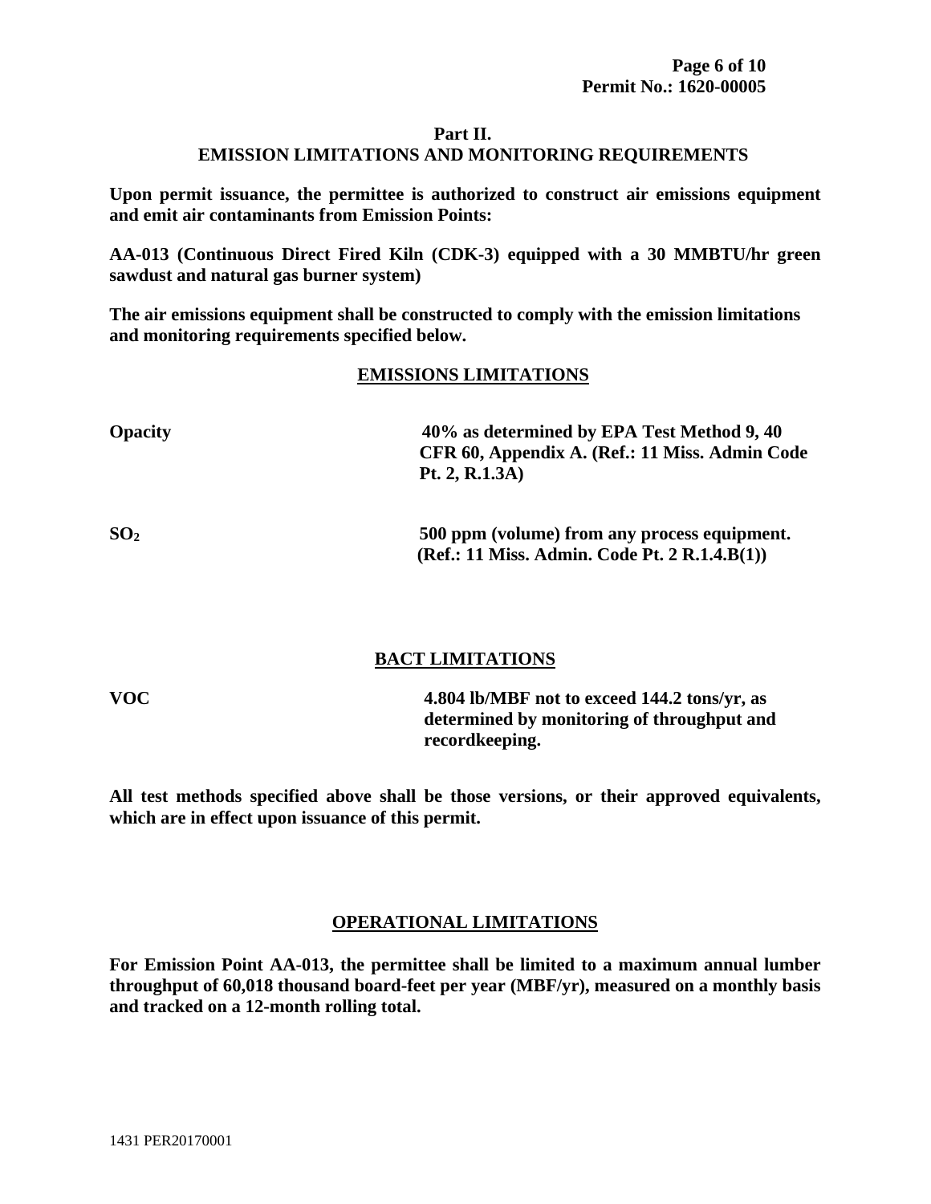## Part II.
## EMISSION LIMITATIONS AND MONITORING REQUIREMENTS

**Upon permit issuance, the permittee is authorized to construct air emissions equipment and emit air contaminants from Emission Points:**

**AA-013 (Continuous Direct Fired Kiln (CDK-3) equipped with a 30 MMBTU/hr green sawdust and natural gas burner system)**

**The air emissions equipment shall be constructed to comply with the emission limitations and monitoring requirements specified below.**

### EMISSIONS LIMITATIONS

| | |
|---|---|
| **Opacity** | **40% as determined by EPA Test Method 9, 40 CFR 60, Appendix A. (Ref.: 11 Miss. Admin Code Pt. 2, R.1.3A)** |
| **$SO_2$** | **500 ppm (volume) from any process equipment. (Ref.: 11 Miss. Admin. Code Pt. 2 R.1.4.B(1))** |

### BACT LIMITATIONS

| | |
|---|---|
| **VOC** | **4.804 lb/MBF not to exceed 144.2 tons/yr, as determined by monitoring of throughput and recordkeeping.** |

**All test methods specified above shall be those versions, or their approved equivalents, which are in effect upon issuance of this permit.**

### OPERATIONAL LIMITATIONS

**For Emission Point AA-013, the permittee shall be limited to a maximum annual lumber throughput of 60,018 thousand board-feet per year (MBF/yr), measured on a monthly basis and tracked on a 12-month rolling total.**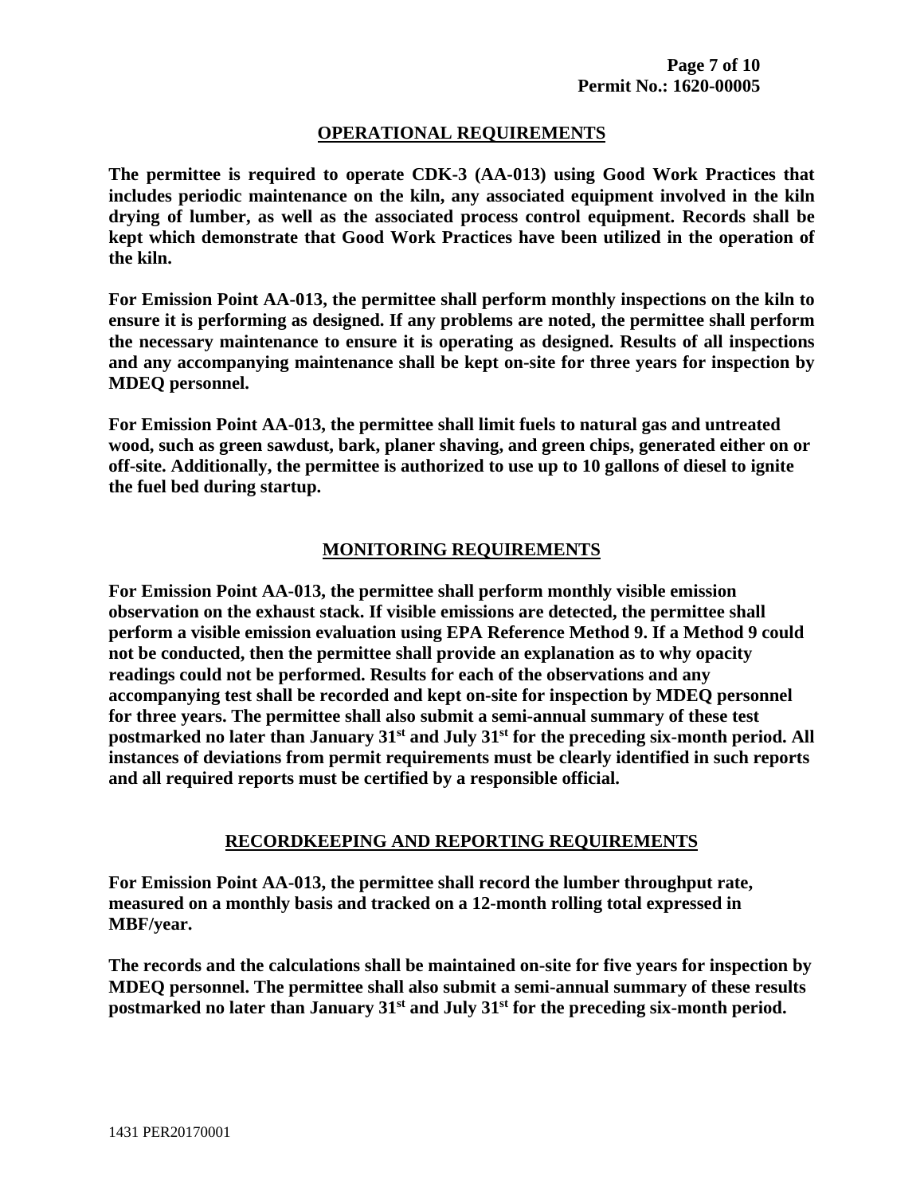## OPERATIONAL REQUIREMENTS

**The permittee is required to operate CDK-3 (AA-013) using Good Work Practices that includes periodic maintenance on the kiln, any associated equipment involved in the kiln drying of lumber, as well as the associated process control equipment. Records shall be kept which demonstrate that Good Work Practices have been utilized in the operation of the kiln.**

**For Emission Point AA-013, the permittee shall perform monthly inspections on the kiln to ensure it is performing as designed. If any problems are noted, the permittee shall perform the necessary maintenance to ensure it is operating as designed. Results of all inspections and any accompanying maintenance shall be kept on-site for three years for inspection by MDEQ personnel.**

**For Emission Point AA-013, the permittee shall limit fuels to natural gas and untreated wood, such as green sawdust, bark, planer shaving, and green chips, generated either on or off-site. Additionally, the permittee is authorized to use up to 10 gallons of diesel to ignite the fuel bed during startup.**

## MONITORING REQUIREMENTS

**For Emission Point AA-013, the permittee shall perform monthly visible emission observation on the exhaust stack. If visible emissions are detected, the permittee shall perform a visible emission evaluation using EPA Reference Method 9. If a Method 9 could not be conducted, then the permittee shall provide an explanation as to why opacity readings could not be performed. Results for each of the observations and any accompanying test shall be recorded and kept on-site for inspection by MDEQ personnel for three years. The permittee shall also submit a semi-annual summary of these test postmarked no later than January 31st and July 31st for the preceding six-month period. All instances of deviations from permit requirements must be clearly identified in such reports and all required reports must be certified by a responsible official.**

## RECORDKEEPING AND REPORTING REQUIREMENTS

**For Emission Point AA-013, the permittee shall record the lumber throughput rate, measured on a monthly basis and tracked on a 12-month rolling total expressed in MBF/year.**

**The records and the calculations shall be maintained on-site for five years for inspection by MDEQ personnel. The permittee shall also submit a semi-annual summary of these results postmarked no later than January 31st and July 31st for the preceding six-month period.**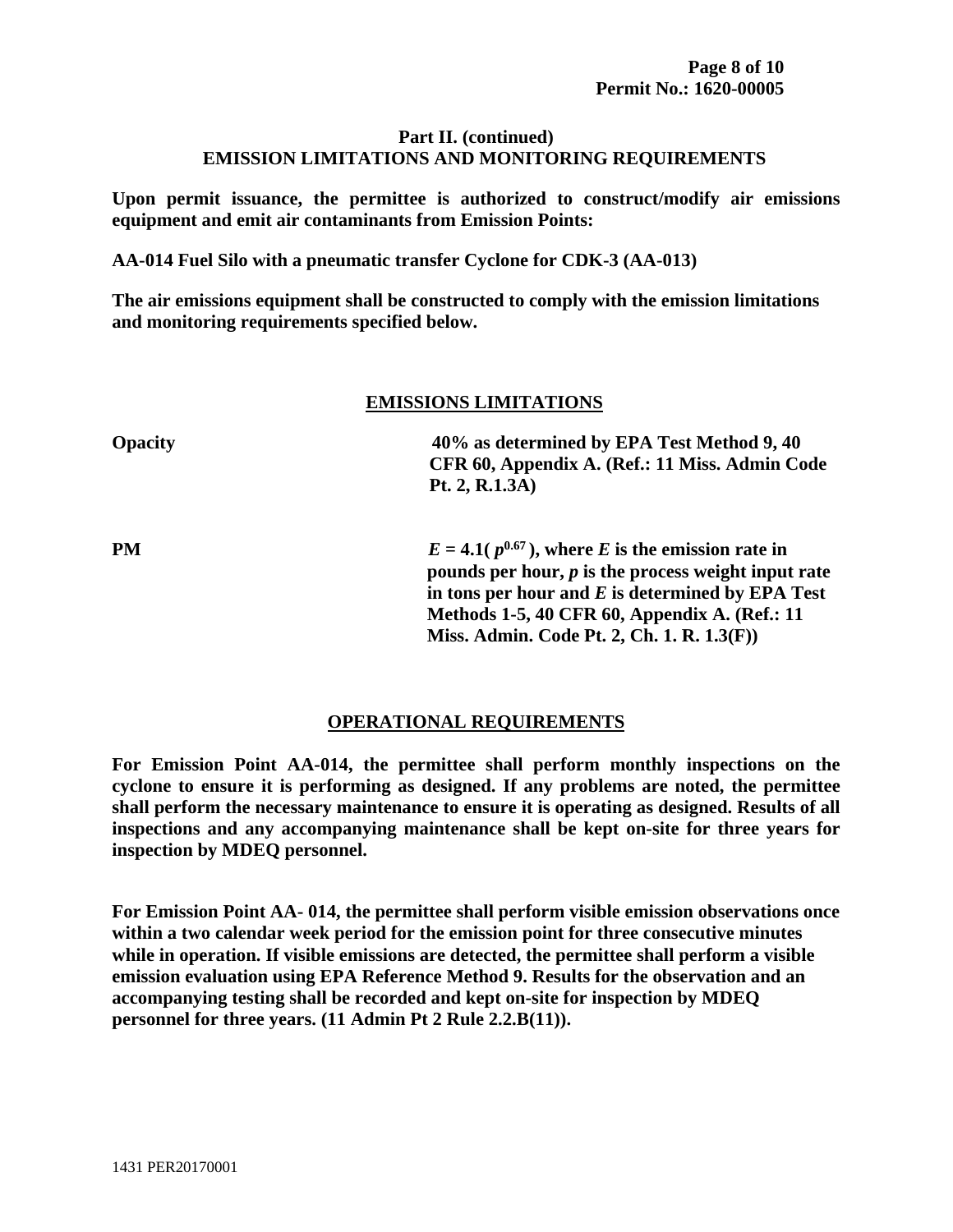**Part II. (continued)**
**EMISSION LIMITATIONS AND MONITORING REQUIREMENTS**

**Upon permit issuance, the permittee is authorized to construct/modify air emissions equipment and emit air contaminants from Emission Points:**

**AA-014 Fuel Silo with a pneumatic transfer Cyclone for CDK-3 (AA-013)**

**The air emissions equipment shall be constructed to comply with the emission limitations and monitoring requirements specified below.**

## EMISSIONS LIMITATIONS

| | |
|---|---|
| **Opacity** | **40% as determined by EPA Test Method 9, 40 CFR 60, Appendix A. (Ref.: 11 Miss. Admin Code Pt. 2, R.1.3A)** |
| **PM** | **$E = 4.1(p^{0.67})$, where $E$ is the emission rate in pounds per hour, $p$ is the process weight input rate in tons per hour and $E$ is determined by EPA Test Methods 1-5, 40 CFR 60, Appendix A. (Ref.: 11 Miss. Admin. Code Pt. 2, Ch. 1. R. 1.3(F))** |

## OPERATIONAL REQUIREMENTS

**For Emission Point AA-014, the permittee shall perform monthly inspections on the cyclone to ensure it is performing as designed. If any problems are noted, the permittee shall perform the necessary maintenance to ensure it is operating as designed. Results of all inspections and any accompanying maintenance shall be kept on-site for three years for inspection by MDEQ personnel.**

**For Emission Point AA- 014, the permittee shall perform visible emission observations once within a two calendar week period for the emission point for three consecutive minutes while in operation. If visible emissions are detected, the permittee shall perform a visible emission evaluation using EPA Reference Method 9. Results for the observation and an accompanying testing shall be recorded and kept on-site for inspection by MDEQ personnel for three years. (11 Admin Pt 2 Rule 2.2.B(11)).**

1431 PER20170001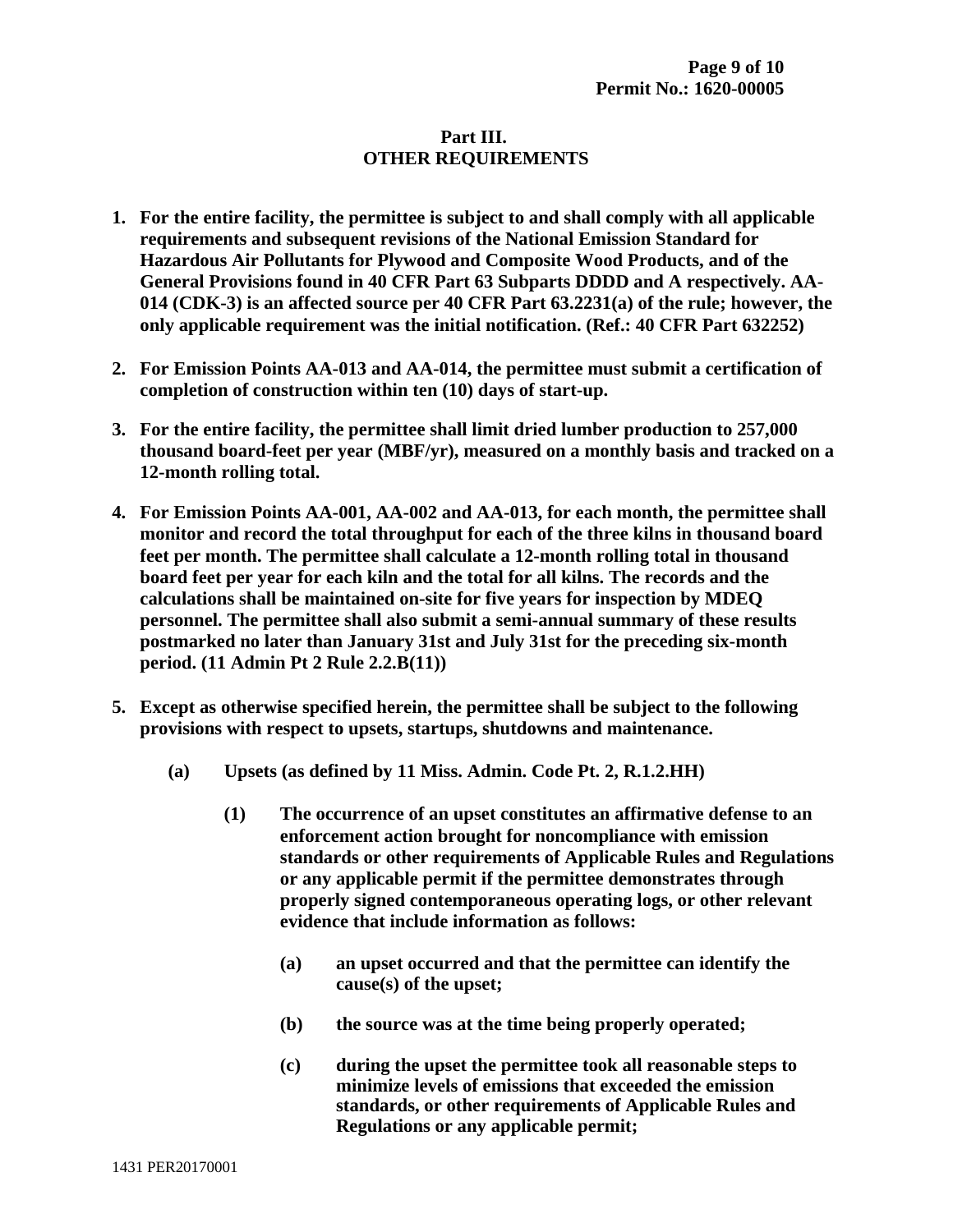## Part III.
## OTHER REQUIREMENTS

1. **For the entire facility, the permittee is subject to and shall comply with all applicable requirements and subsequent revisions of the National Emission Standard for Hazardous Air Pollutants for Plywood and Composite Wood Products, and of the General Provisions found in 40 CFR Part 63 Subparts DDDD and A respectively. AA-014 (CDK-3) is an affected source per 40 CFR Part 63.2231(a) of the rule; however, the only applicable requirement was the initial notification. (Ref.: 40 CFR Part 632252)**

2. **For Emission Points AA-013 and AA-014, the permittee must submit a certification of completion of construction within ten (10) days of start-up.**

3. **For the entire facility, the permittee shall limit dried lumber production to 257,000 thousand board-feet per year (MBF/yr), measured on a monthly basis and tracked on a 12-month rolling total.**

4. **For Emission Points AA-001, AA-002 and AA-013, for each month, the permittee shall monitor and record the total throughput for each of the three kilns in thousand board feet per month. The permittee shall calculate a 12-month rolling total in thousand board feet per year for each kiln and the total for all kilns. The records and the calculations shall be maintained on-site for five years for inspection by MDEQ personnel. The permittee shall also submit a semi-annual summary of these results postmarked no later than January 31st and July 31st for the preceding six-month period. (11 Admin Pt 2 Rule 2.2.B(11))**

5. **Except as otherwise specified herein, the permittee shall be subject to the following provisions with respect to upsets, startups, shutdowns and maintenance.**

   **(a) Upsets (as defined by 11 Miss. Admin. Code Pt. 2, R.1.2.HH)**

   **(1) The occurrence of an upset constitutes an affirmative defense to an enforcement action brought for noncompliance with emission standards or other requirements of Applicable Rules and Regulations or any applicable permit if the permittee demonstrates through properly signed contemporaneous operating logs, or other relevant evidence that include information as follows:**

   **(a) an upset occurred and that the permittee can identify the cause(s) of the upset;**

   **(b) the source was at the time being properly operated;**

   **(c) during the upset the permittee took all reasonable steps to minimize levels of emissions that exceeded the emission standards, or other requirements of Applicable Rules and Regulations or any applicable permit;**

1431 PER20170001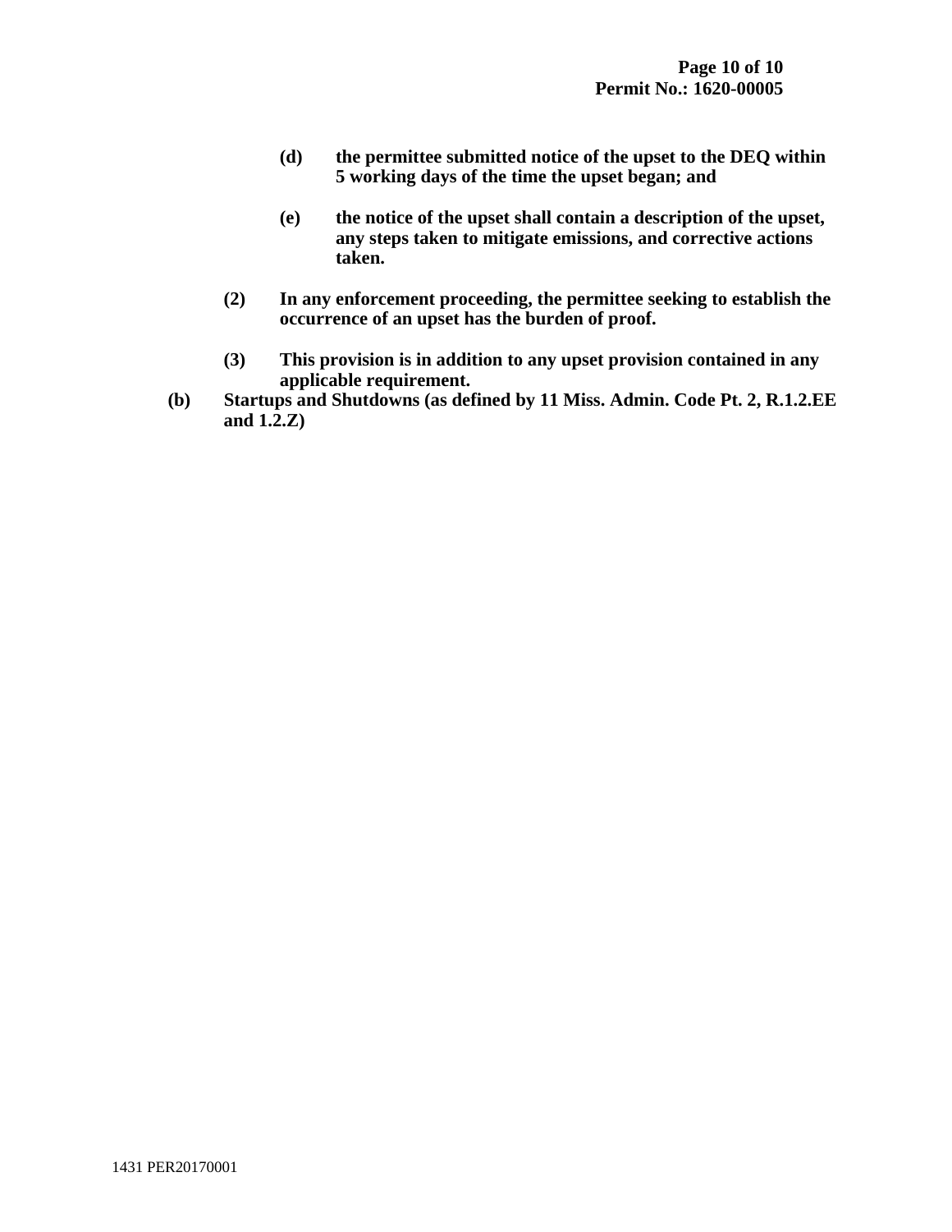**(d)** **the permittee submitted notice of the upset to the DEQ within 5 working days of the time the upset began; and**

**(e)** **the notice of the upset shall contain a description of the upset, any steps taken to mitigate emissions, and corrective actions taken.**

**(2)** **In any enforcement proceeding, the permittee seeking to establish the occurrence of an upset has the burden of proof.**

**(3)** **This provision is in addition to any upset provision contained in any applicable requirement.**

**(b)** **Startups and Shutdowns (as defined by 11 Miss. Admin. Code Pt. 2, R.1.2.EE and 1.2.Z)**

1431 PER20170001